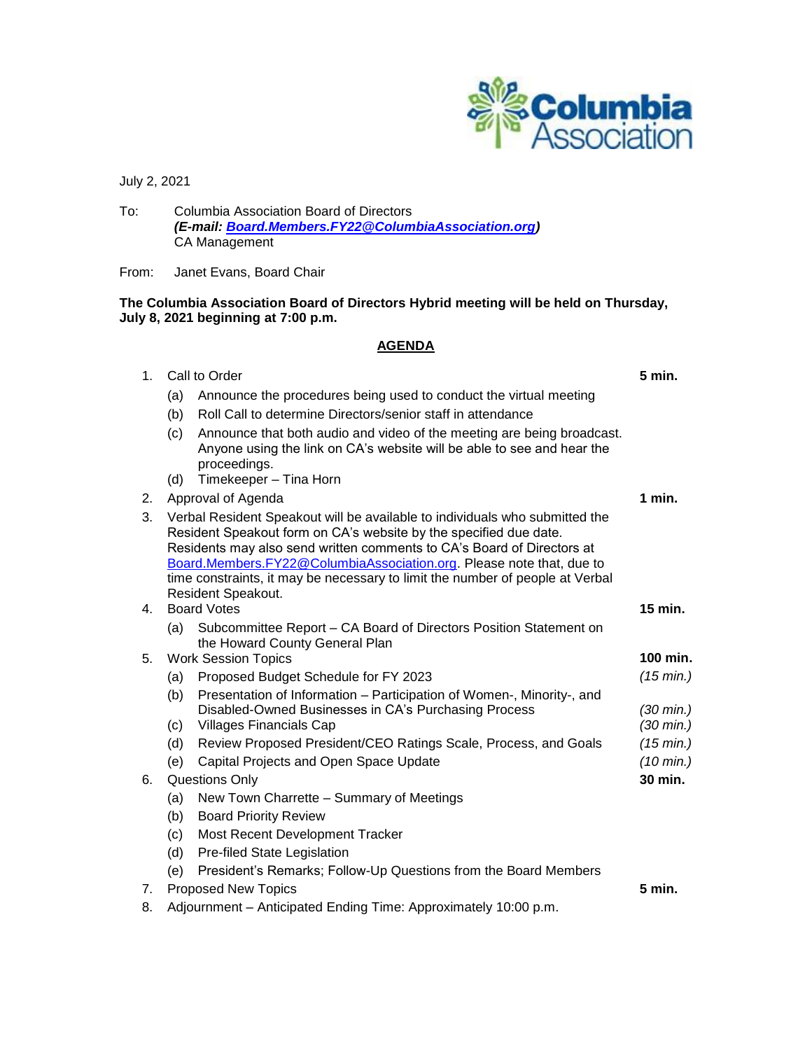July 2, 2021

To: Columbia Association Board of Directors
***(E-mail: Board.Members.FY22@ColumbiaAssociation.org)***
CA Management

From: Janet Evans, Board Chair

**The Columbia Association Board of Directors Hybrid meeting will be held on Thursday, July 8, 2021 beginning at 7:00 p.m.**

## AGENDA

| | | Time |
|---|---|---|
| 1. | Call to Order | **5 min.** |
| | (a) Announce the procedures being used to conduct the virtual meeting | |
| | (b) Roll Call to determine Directors/senior staff in attendance | |
| | (c) Announce that both audio and video of the meeting are being broadcast. Anyone using the link on CA's website will be able to see and hear the proceedings. | |
| | (d) Timekeeper – Tina Horn | |
| 2. | Approval of Agenda | **1 min.** |
| 3. | Verbal Resident Speakout will be available to individuals who submitted the Resident Speakout form on CA's website by the specified due date. Residents may also send written comments to CA's Board of Directors at Board.Members.FY22@ColumbiaAssociation.org. Please note that, due to time constraints, it may be necessary to limit the number of people at Verbal Resident Speakout. | |
| 4. | Board Votes | **15 min.** |
| | (a) Subcommittee Report – CA Board of Directors Position Statement on the Howard County General Plan | |
| 5. | Work Session Topics | **100 min.** |
| | (a) Proposed Budget Schedule for FY 2023 | *(15 min.)* |
| | (b) Presentation of Information – Participation of Women-, Minority-, and Disabled-Owned Businesses in CA's Purchasing Process | *(30 min.)* |
| | (c) Villages Financials Cap | *(30 min.)* |
| | (d) Review Proposed President/CEO Ratings Scale, Process, and Goals | *(15 min.)* |
| | (e) Capital Projects and Open Space Update | *(10 min.)* |
| 6. | Questions Only | **30 min.** |
| | (a) New Town Charrette – Summary of Meetings | |
| | (b) Board Priority Review | |
| | (c) Most Recent Development Tracker | |
| | (d) Pre-filed State Legislation | |
| | (e) President's Remarks; Follow-Up Questions from the Board Members | |
| 7. | Proposed New Topics | **5 min.** |
| 8. | Adjournment – Anticipated Ending Time: Approximately 10:00 p.m. | |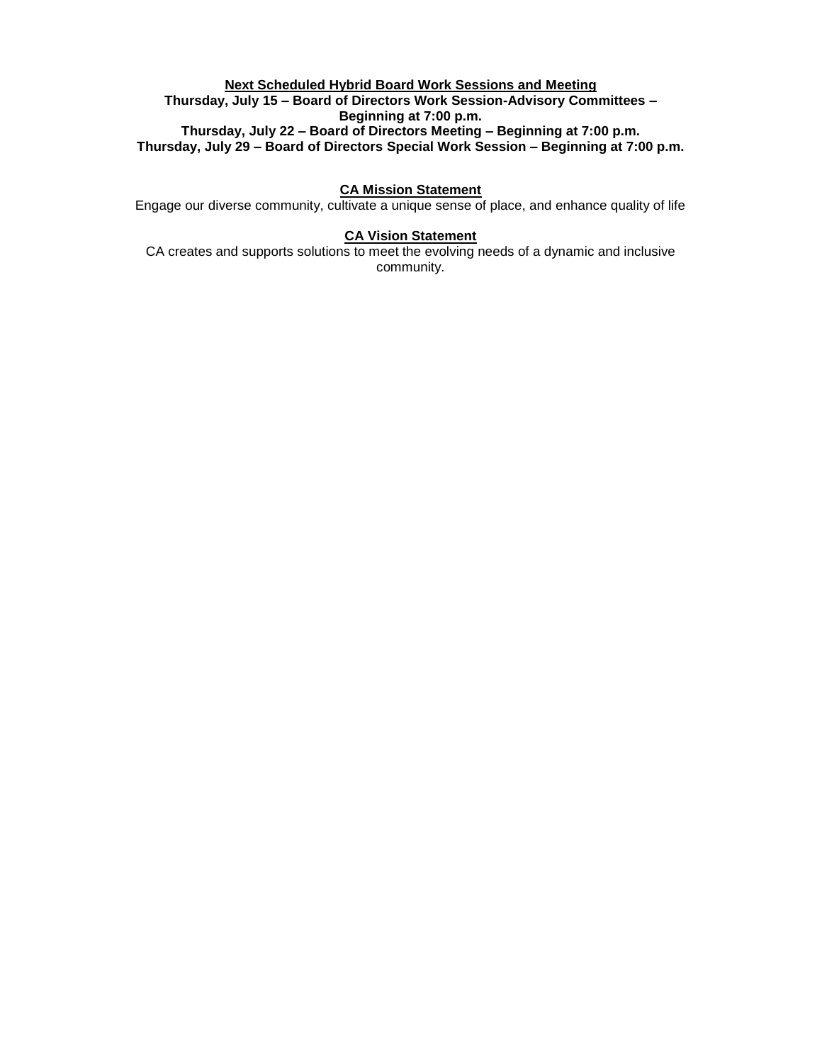**Next Scheduled Hybrid Board Work Sessions and Meeting**

**Thursday, July 15 – Board of Directors Work Session-Advisory Committees – Beginning at 7:00 p.m.**

**Thursday, July 22 – Board of Directors Meeting – Beginning at 7:00 p.m.**

**Thursday, July 29 – Board of Directors Special Work Session – Beginning at 7:00 p.m.**

**CA Mission Statement**

Engage our diverse community, cultivate a unique sense of place, and enhance quality of life

**CA Vision Statement**

CA creates and supports solutions to meet the evolving needs of a dynamic and inclusive community.